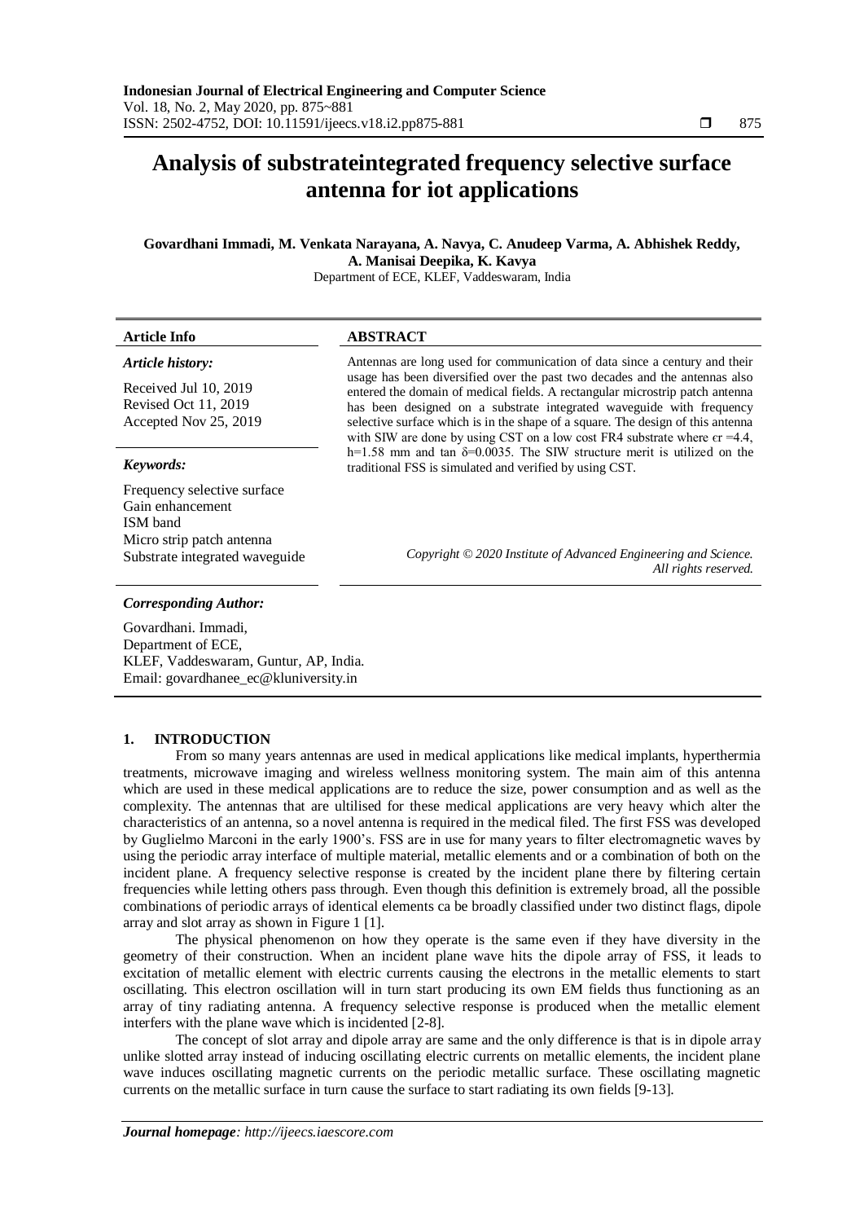# Analysis of substrateintegrated frequency selective surface antenna for iot applications

**Govardhani Immadi, M. Venkata Narayana, A. Navya, C. Anudeep Varma, A. Abhishek Reddy, A. Manisai Deepika, K. Kavya**

Department of ECE, KLEF, Vaddeswaram, India

| **Article Info** | **ABSTRACT** |
|---|---|
| ***Article history:***<br><br>Received Jul 10, 2019<br>Revised Oct 11, 2019<br>Accepted Nov 25, 2019 | Antennas are long used for communication of data since a century and their usage has been diversified over the past two decades and the antennas also entered the domain of medical fields. A rectangular microstrip patch antenna has been designed on a substrate integrated waveguide with frequency selective surface which is in the shape of a square. The design of this antenna with SIW are done by using CST on a low cost FR4 substrate where $\epsilon r = 4.4$, h=1.58 mm and tan $\delta$=0.0035. The SIW structure merit is utilized on the traditional FSS is simulated and verified by using CST. |
| ***Keywords:***<br><br>Frequency selective surface<br>Gain enhancement<br>ISM band<br>Micro strip patch antenna<br>Substrate integrated waveguide | *Copyright © 2020 Institute of Advanced Engineering and Science. All rights reserved.* |

***Corresponding Author:***

Govardhani. Immadi,
Department of ECE,
KLEF, Vaddeswaram, Guntur, AP, India.
Email: govardhanee_ec@kluniversity.in

## 1. INTRODUCTION

From so many years antennas are used in medical applications like medical implants, hyperthermia treatments, microwave imaging and wireless wellness monitoring system. The main aim of this antenna which are used in these medical applications are to reduce the size, power consumption and as well as the complexity. The antennas that are ultilised for these medical applications are very heavy which alter the characteristics of an antenna, so a novel antenna is required in the medical filed. The first FSS was developed by Guglielmo Marconi in the early 1900's. FSS are in use for many years to filter electromagnetic waves by using the periodic array interface of multiple material, metallic elements and or a combination of both on the incident plane. A frequency selective response is created by the incident plane there by filtering certain frequencies while letting others pass through. Even though this definition is extremely broad, all the possible combinations of periodic arrays of identical elements ca be broadly classified under two distinct flags, dipole array and slot array as shown in Figure 1 [1].

The physical phenomenon on how they operate is the same even if they have diversity in the geometry of their construction. When an incident plane wave hits the dipole array of FSS, it leads to excitation of metallic element with electric currents causing the electrons in the metallic elements to start oscillating. This electron oscillation will in turn start producing its own EM fields thus functioning as an array of tiny radiating antenna. A frequency selective response is produced when the metallic element interfers with the plane wave which is incidented [2-8].

The concept of slot array and dipole array are same and the only difference is that is in dipole array unlike slotted array instead of inducing oscillating electric currents on metallic elements, the incident plane wave induces oscillating magnetic currents on the periodic metallic surface. These oscillating magnetic currents on the metallic surface in turn cause the surface to start radiating its own fields [9-13].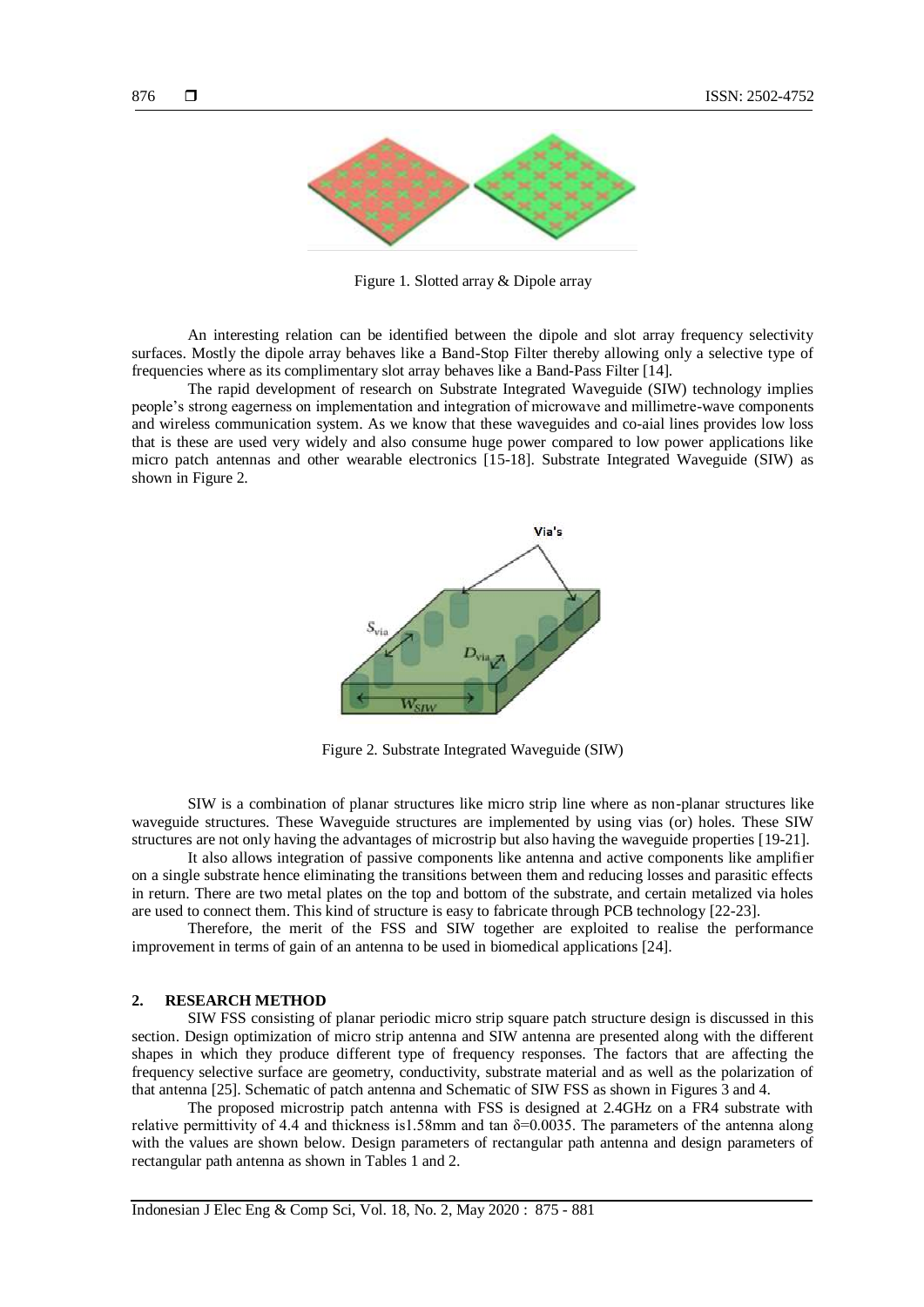Figure 1. Slotted array & Dipole array

An interesting relation can be identified between the dipole and slot array frequency selectivity surfaces. Mostly the dipole array behaves like a Band-Stop Filter thereby allowing only a selective type of frequencies where as its complimentary slot array behaves like a Band-Pass Filter [14].

The rapid development of research on Substrate Integrated Waveguide (SIW) technology implies people's strong eagerness on implementation and integration of microwave and millimetre-wave components and wireless communication system. As we know that these waveguides and co-aial lines provides low loss that is these are used very widely and also consume huge power compared to low power applications like micro patch antennas and other wearable electronics [15-18]. Substrate Integrated Waveguide (SIW) as shown in Figure 2.

Figure 2. Substrate Integrated Waveguide (SIW)

SIW is a combination of planar structures like micro strip line where as non-planar structures like waveguide structures. These Waveguide structures are implemented by using vias (or) holes. These SIW structures are not only having the advantages of microstrip but also having the waveguide properties [19-21].

It also allows integration of passive components like antenna and active components like amplifier on a single substrate hence eliminating the transitions between them and reducing losses and parasitic effects in return. There are two metal plates on the top and bottom of the substrate, and certain metalized via holes are used to connect them. This kind of structure is easy to fabricate through PCB technology [22-23].

Therefore, the merit of the FSS and SIW together are exploited to realise the performance improvement in terms of gain of an antenna to be used in biomedical applications [24].

## 2. RESEARCH METHOD

SIW FSS consisting of planar periodic micro strip square patch structure design is discussed in this section. Design optimization of micro strip antenna and SIW antenna are presented along with the different shapes in which they produce different type of frequency responses. The factors that are affecting the frequency selective surface are geometry, conductivity, substrate material and as well as the polarization of that antenna [25]. Schematic of patch antenna and Schematic of SIW FSS as shown in Figures 3 and 4.

The proposed microstrip patch antenna with FSS is designed at 2.4GHz on a FR4 substrate with relative permittivity of 4.4 and thickness is1.58mm and tan $\delta$=0.0035. The parameters of the antenna along with the values are shown below. Design parameters of rectangular path antenna and design parameters of rectangular path antenna as shown in Tables 1 and 2.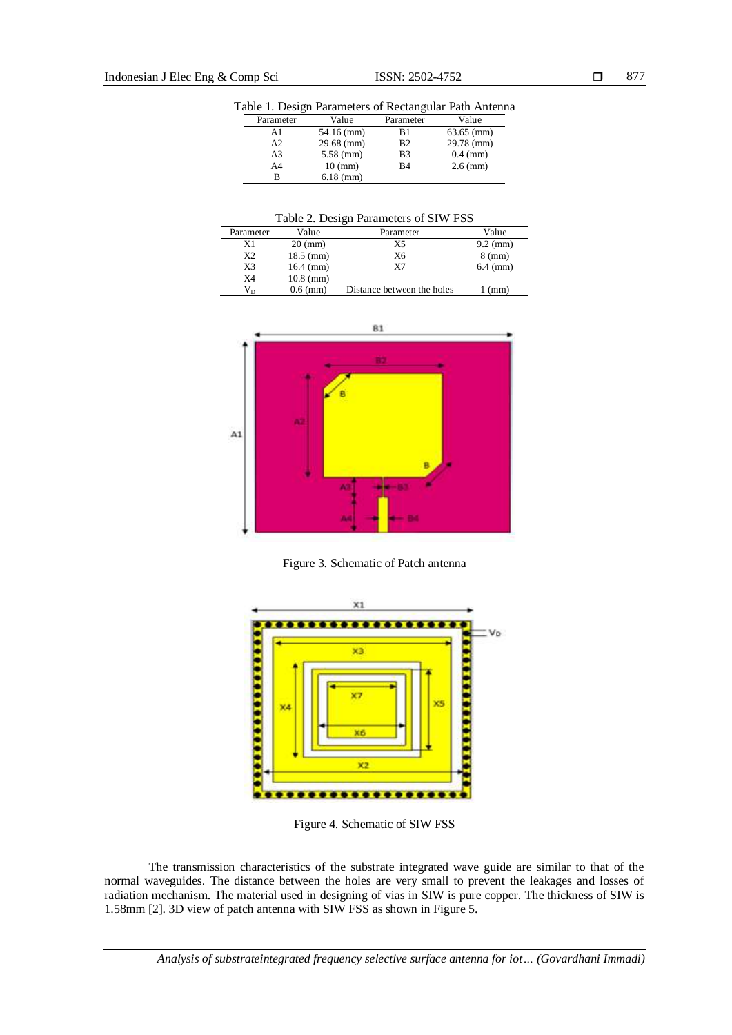Table 1. Design Parameters of Rectangular Path Antenna

| Parameter | Value | Parameter | Value |
|---|---|---|---|
| A1 | 54.16 (mm) | B1 | 63.65 (mm) |
| A2 | 29.68 (mm) | B2 | 29.78 (mm) |
| A3 | 5.58 (mm) | B3 | 0.4 (mm) |
| A4 | 10 (mm) | B4 | 2.6 (mm) |
| B | 6.18 (mm) | | |

Table 2. Design Parameters of SIW FSS

| Parameter | Value | Parameter | Value |
|---|---|---|---|
| X1 | 20 (mm) | X5 | 9.2 (mm) |
| X2 | 18.5 (mm) | X6 | 8 (mm) |
| X3 | 16.4 (mm) | X7 | 6.4 (mm) |
| X4 | 10.8 (mm) | | |
| $V_D$ | 0.6 (mm) | Distance between the holes | 1 (mm) |

Figure 3. Schematic of Patch antenna

Figure 4. Schematic of SIW FSS

The transmission characteristics of the substrate integrated wave guide are similar to that of the normal waveguides. The distance between the holes are very small to prevent the leakages and losses of radiation mechanism. The material used in designing of vias in SIW is pure copper. The thickness of SIW is 1.58mm [2]. 3D view of patch antenna with SIW FSS as shown in Figure 5.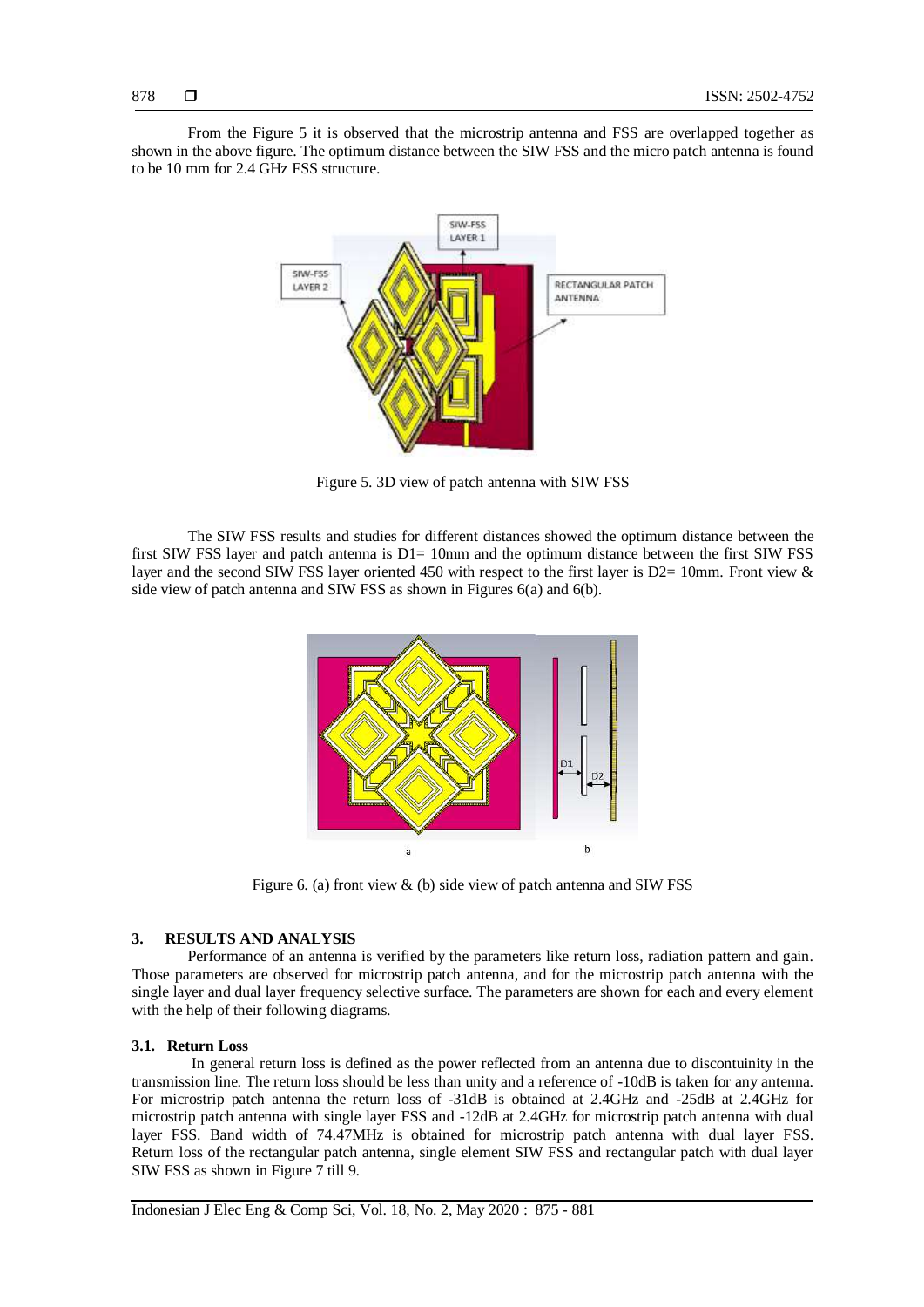From the Figure 5 it is observed that the microstrip antenna and FSS are overlapped together as shown in the above figure. The optimum distance between the SIW FSS and the micro patch antenna is found to be 10 mm for 2.4 GHz FSS structure.

Figure 5. 3D view of patch antenna with SIW FSS

The SIW FSS results and studies for different distances showed the optimum distance between the first SIW FSS layer and patch antenna is D1= 10mm and the optimum distance between the first SIW FSS layer and the second SIW FSS layer oriented 450 with respect to the first layer is D2= 10mm. Front view & side view of patch antenna and SIW FSS as shown in Figures 6(a) and 6(b).

Figure 6. (a) front view & (b) side view of patch antenna and SIW FSS

## 3. RESULTS AND ANALYSIS

Performance of an antenna is verified by the parameters like return loss, radiation pattern and gain. Those parameters are observed for microstrip patch antenna, and for the microstrip patch antenna with the single layer and dual layer frequency selective surface. The parameters are shown for each and every element with the help of their following diagrams.

### 3.1. Return Loss

In general return loss is defined as the power reflected from an antenna due to discontinuity in the transmission line. The return loss should be less than unity and a reference of -10dB is taken for any antenna. For microstrip patch antenna the return loss of -31dB is obtained at 2.4GHz and -25dB at 2.4GHz for microstrip patch antenna with single layer FSS and -12dB at 2.4GHz for microstrip patch antenna with dual layer FSS. Band width of 74.47MHz is obtained for microstrip patch antenna with dual layer FSS. Return loss of the rectangular patch antenna, single element SIW FSS and rectangular patch with dual layer SIW FSS as shown in Figure 7 till 9.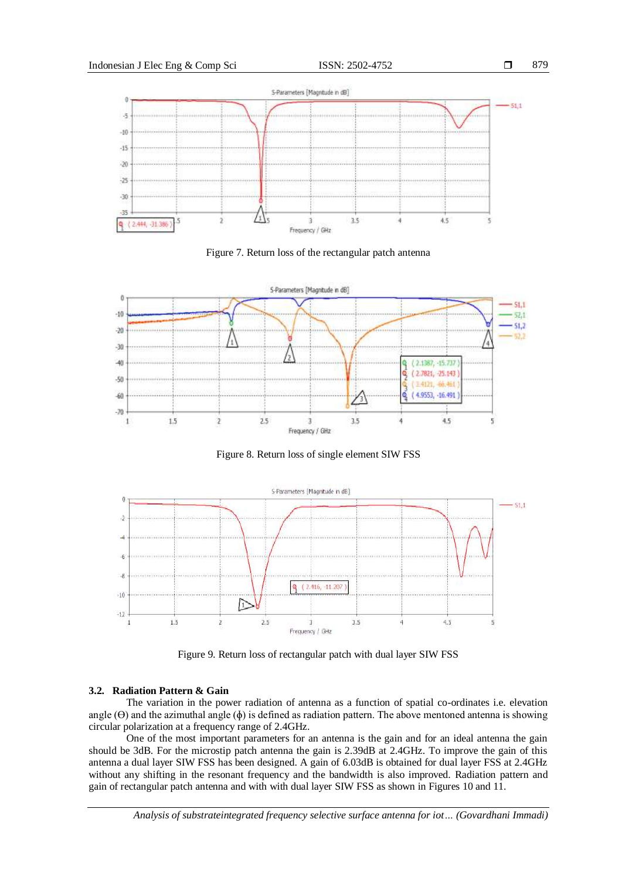Figure 7. Return loss of the rectangular patch antenna

Figure 8. Return loss of single element SIW FSS

Figure 9. Return loss of rectangular patch with dual layer SIW FSS

### 3.2. Radiation Pattern & Gain

The variation in the power radiation of antenna as a function of spatial co-ordinates i.e. elevation angle (ϴ) and the azimuthal angle (ϕ) is defined as radiation pattern. The above mentoned antenna is showing circular polarization at a frequency range of 2.4GHz.

One of the most important parameters for an antenna is the gain and for an ideal antenna the gain should be 3dB. For the microstip patch antenna the gain is 2.39dB at 2.4GHz. To improve the gain of this antenna a dual layer SIW FSS has been designed. A gain of 6.03dB is obtained for dual layer FSS at 2.4GHz without any shifting in the resonant frequency and the bandwidth is also improved. Radiation pattern and gain of rectangular patch antenna and with with dual layer SIW FSS as shown in Figures 10 and 11.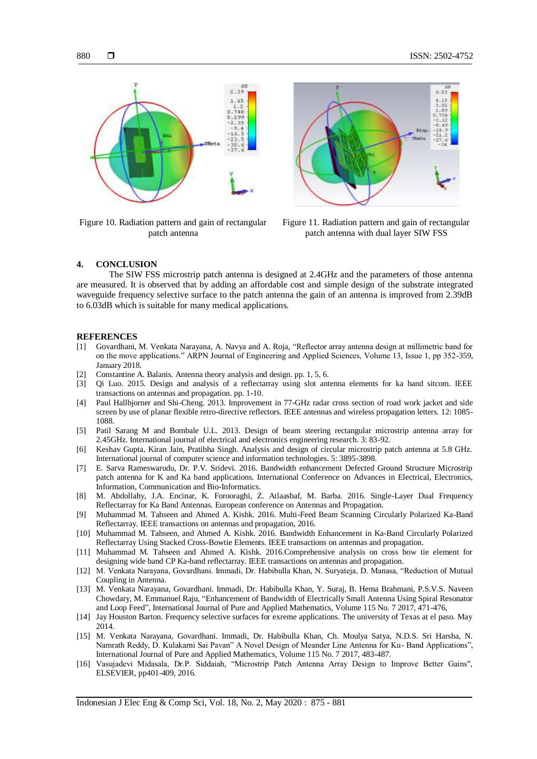Figure 10. Radiation pattern and gain of rectangular patch antenna

Figure 11. Radiation pattern and gain of rectangular patch antenna with dual layer SIW FSS

## 4. CONCLUSION

The SIW FSS microstrip patch antenna is designed at 2.4GHz and the parameters of those antenna are measured. It is observed that by adding an affordable cost and simple design of the substrate integrated waveguide frequency selective surface to the patch antenna the gain of an antenna is improved from 2.39dB to 6.03dB which is suitable for many medical applications.

## REFERENCES

[1] Govardhani, M. Venkata Narayana, A. Navya and A. Roja, "Reflector array antenna design at millimetric band for on the move applications." ARPN Journal of Engineering and Applied Sciences, Volume 13, Issue 1, pp 352-359, January 2018.

[2] Constantine A. Balanis. Antenna theory analysis and design. pp. 1, 5, 6.

[3] Qi Luo. 2015. Design and analysis of a reflectarray using slot antenna elements for ka band sitcom. IEEE transactions on antennas and propagation. pp. 1-10.

[4] Paul Hallbjorner and Shi-Cheng. 2013. Improvement in 77-GHz radar cross section of road work jacket and side screen by use of planar flexible retro-directive reflectors. IEEE antennas and wireless propagation letters. 12: 1085-1088.

[5] Patil Sarang M and Bombale U.L. 2013. Design of beam steering rectangular microstrip antenna array for 2.45GHz. International journal of electrical and electronics engineering research. 3: 83-92.

[6] Keshav Gupta, Kiran Jain, Pratibha Singh. Analysis and design of circular microstrip patch antenna at 5.8 GHz. International journal of computer science and information technologies. 5: 3895-3898.

[7] E. Sarva Rameswarudu, Dr. P.V. Sridevi. 2016. Bandwidth enhancement Defected Ground Structure Microstrip patch antenna for K and Ka band applications. International Conference on Advances in Electrical, Electronics, Information, Communication and Bio-Informatics.

[8] M. Abdollahy, J.A. Encinar, K. Forooraghi, Z. Atlaasbaf, M. Barba. 2016. Single-Layer Dual Frequency Reflectarray for Ka Band Antennas. European conference on Antennas and Propagation.

[9] Muhammad M. Tahseen and Ahmed A. Kishk. 2016. Multi-Feed Beam Scanning Circularly Polarized Ka-Band Reflectarray. IEEE transactions on antennas and propagation, 2016.

[10] Muhammad M. Tahseen, and Ahmed A. Kishk. 2016. Bandwidth Enhancement in Ka-Band Circularly Polarized Reflectarray Using Stacked Cross-Bowtie Elements. IEEE transactions on antennas and propagation.

[11] Muhammad M. Tahseen and Ahmed A. Kishk. 2016.Comprehensive analysis on cross bow tie element for designing wide band CP Ka-band reflectarray. IEEE transactions on antennas and propagation.

[12] M. Venkata Narayana, Govardhani. Immadi, Dr. Habibulla Khan, N. Suryateja, D. Manasa, "Reduction of Mutual Coupling in Antenna.

[13] M. Venkata Narayana, Govardhani. Immadi, Dr. Habibulla Khan, Y. Suraj, B. Hema Brahmani, P.S.V.S. Naveen Chowdary, M. Emmanuel Raju, "Enhancement of Bandwidth of Electrically Small Antenna Using Spiral Resonator and Loop Feed", International Journal of Pure and Applied Mathematics, Volume 115 No. 7 2017, 471-476,

[14] Jay Houston Barton. Frequency selective surfaces for exreme applications. The university of Texas at el paso. May 2014.

[15] M. Venkata Narayana, Govardhani. Immadi, Dr. Habibulla Khan, Ch. Moulya Satya, N.D.S. Sri Harsha, N. Namrath Reddy, D. Kulakarni Sai Pavan" A Novel Design of Meander Line Antenna for Ku- Band Applications", International Journal of Pure and Applied Mathematics, Volume 115 No. 7 2017, 483-487.

[16] Vasujadevi Midasala, Dr.P. Siddaiah, "Microstrip Patch Antenna Array Design to Improve Better Gains", ELSEVIER, pp401-409, 2016.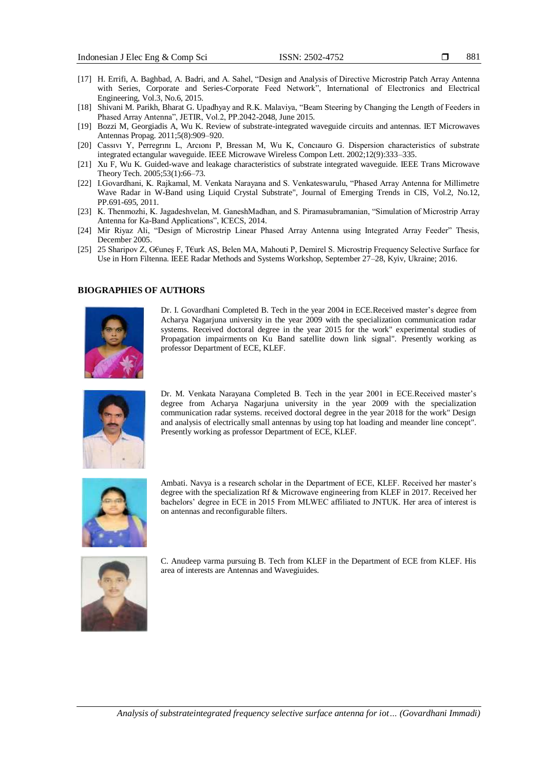[17] H. Errifi, A. Baghbad, A. Badri, and A. Sahel, "Design and Analysis of Directive Microstrip Patch Array Antenna with Series, Corporate and Series-Corporate Feed Network", International of Electronics and Electrical Engineering, Vol.3, No.6, 2015.

[18] Shivani M. Parikh, Bharat G. Upadhyay and R.K. Malaviya, "Beam Steering by Changing the Length of Feeders in Phased Array Antenna", JETIR, Vol.2, PP.2042-2048, June 2015.

[19] Bozzi M, Georgiadis A, Wu K. Review of substrate-integrated waveguide circuits and antennas. IET Microwaves Antennas Propag. 2011;5(8):909–920.

[20] Cassıvı Y, Perregrını L, Arcıonı P, Bressan M, Wu K, Concıauro G. Dispersion characteristics of substrate integrated ectangular waveguide. IEEE Microwave Wireless Compon Lett. 2002;12(9):333–335.

[21] Xu F, Wu K. Guided-wave and leakage characteristics of substrate integrated waveguide. IEEE Trans Microwave Theory Tech. 2005;53(1):66–73.

[22] I.Govardhani, K. Rajkamal, M. Venkata Narayana and S. Venkateswarulu, "Phased Array Antenna for Millimetre Wave Radar in W-Band using Liquid Crystal Substrate", Journal of Emerging Trends in CIS, Vol.2, No.12, PP.691-695, 2011.

[23] K. Thenmozhi, K. Jagadeshvelan, M. GaneshMadhan, and S. Piramasubramanian, "Simulation of Microstrip Array Antenna for Ka-Band Applications", ICECS, 2014.

[24] Mir Riyaz Ali, "Design of Microstrip Linear Phased Array Antenna using Integrated Array Feeder" Thesis, December 2005.

[25] 25 Sharipov Z, G€uneş F, T€urk AS, Belen MA, Mahouti P, Demirel S. Microstrip Frequency Selective Surface for Use in Horn Filtenna. IEEE Radar Methods and Systems Workshop, September 27–28, Kyiv, Ukraine; 2016.

## BIOGRAPHIES OF AUTHORS

Dr. I. Govardhani Completed B. Tech in the year 2004 in ECE.Received master's degree from Acharya Nagarjuna university in the year 2009 with the specialization communication radar systems. Received doctoral degree in the year 2015 for the work" experimental studies of Propagation impairments on Ku Band satellite down link signal". Presently working as professor Department of ECE, KLEF.

Dr. M. Venkata Narayana Completed B. Tech in the year 2001 in ECE.Received master's degree from Acharya Nagarjuna university in the year 2009 with the specialization communication radar systems. received doctoral degree in the year 2018 for the work" Design and analysis of electrically small antennas by using top hat loading and meander line concept". Presently working as professor Department of ECE, KLEF.

Ambati. Navya is a research scholar in the Department of ECE, KLEF. Received her master's degree with the specialization Rf & Microwave engineering from KLEF in 2017. Received her bachelors' degree in ECE in 2015 From MLWEC affiliated to JNTUK. Her area of interest is on antennas and reconfigurable filters.

C. Anudeep varma pursuing B. Tech from KLEF in the Department of ECE from KLEF. His area of interests are Antennas and Wavegiuides.